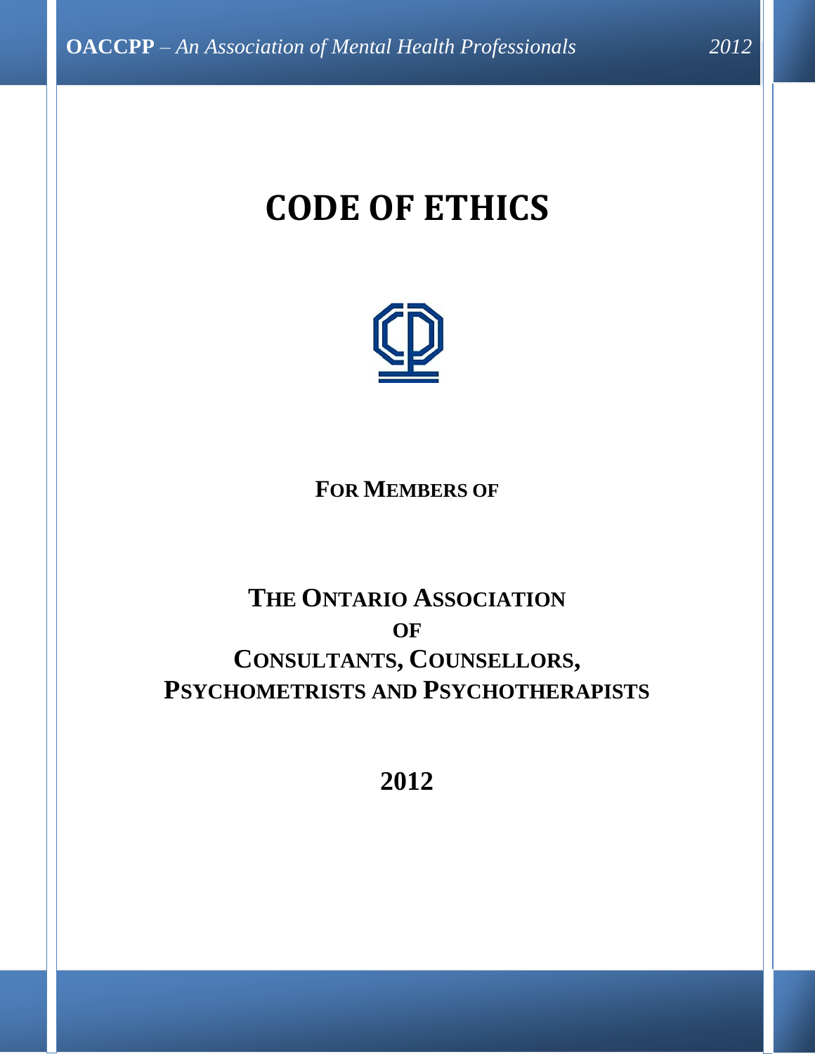# CODE OF ETHICS

**FOR MEMBERS OF**

**THE ONTARIO ASSOCIATION**
**OF**
**CONSULTANTS, COUNSELLORS,**
**PSYCHOMETRISTS AND PSYCHOTHERAPISTS**

**2012**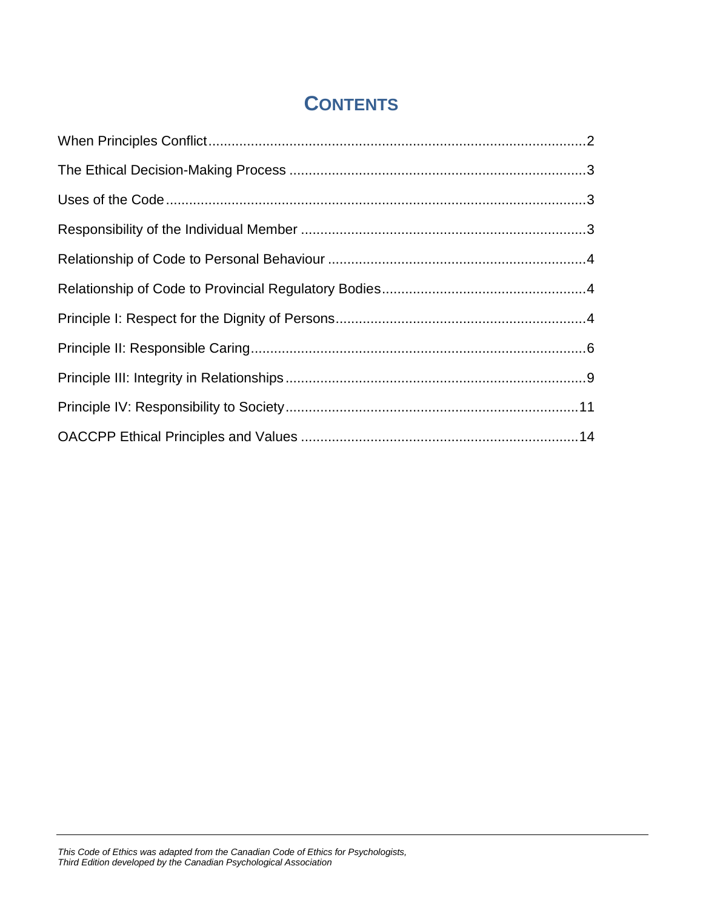# CONTENTS

| | |
|---|---|
| When Principles Conflict | 2 |
| The Ethical Decision-Making Process | 3 |
| Uses of the Code | 3 |
| Responsibility of the Individual Member | 3 |
| Relationship of Code to Personal Behaviour | 4 |
| Relationship of Code to Provincial Regulatory Bodies | 4 |
| Principle I: Respect for the Dignity of Persons | 4 |
| Principle II: Responsible Caring | 6 |
| Principle III: Integrity in Relationships | 9 |
| Principle IV: Responsibility to Society | 11 |
| OACCPP Ethical Principles and Values | 14 |

*This Code of Ethics was adapted from the Canadian Code of Ethics for Psychologists, Third Edition developed by the Canadian Psychological Association*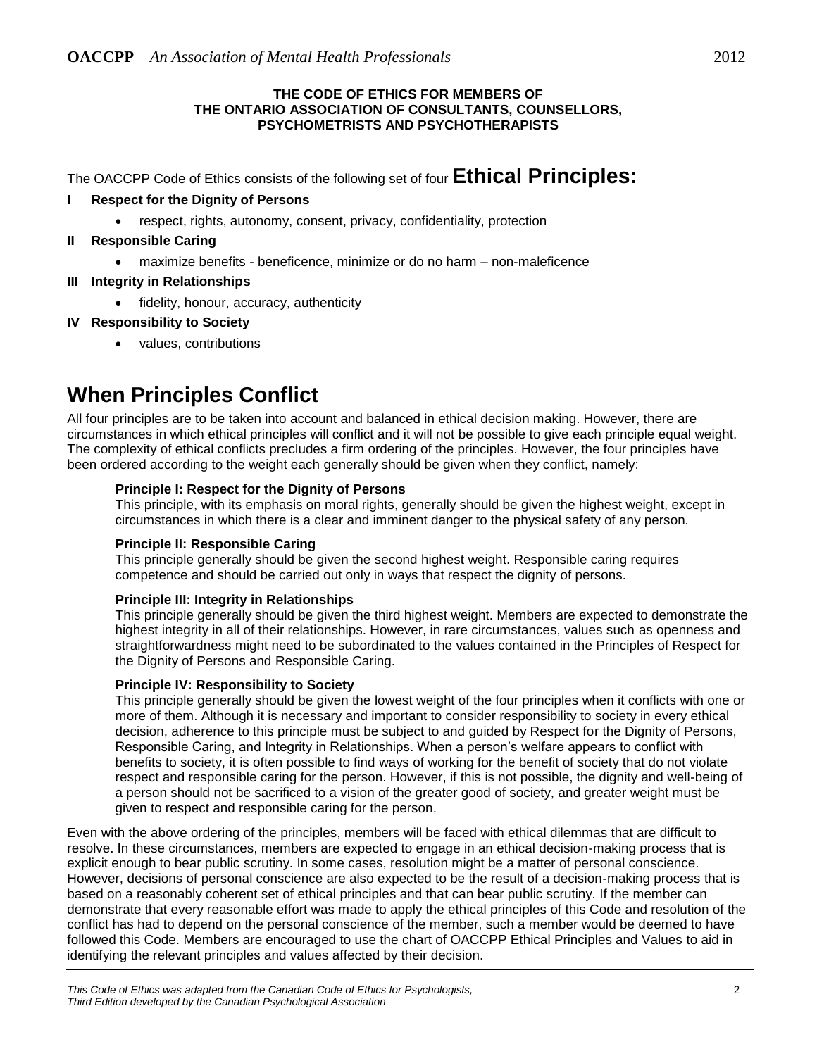**THE CODE OF ETHICS FOR MEMBERS OF THE ONTARIO ASSOCIATION OF CONSULTANTS, COUNSELLORS, PSYCHOMETRISTS AND PSYCHOTHERAPISTS**

The OACCPP Code of Ethics consists of the following set of four **Ethical Principles:**

**I Respect for the Dignity of Persons**

- respect, rights, autonomy, consent, privacy, confidentiality, protection

**II Responsible Caring**

- maximize benefits - beneficence, minimize or do no harm – non-maleficence

**III Integrity in Relationships**

- fidelity, honour, accuracy, authenticity

**IV Responsibility to Society**

- values, contributions

# When Principles Conflict

All four principles are to be taken into account and balanced in ethical decision making. However, there are circumstances in which ethical principles will conflict and it will not be possible to give each principle equal weight. The complexity of ethical conflicts precludes a firm ordering of the principles. However, the four principles have been ordered according to the weight each generally should be given when they conflict, namely:

**Principle I: Respect for the Dignity of Persons**
This principle, with its emphasis on moral rights, generally should be given the highest weight, except in circumstances in which there is a clear and imminent danger to the physical safety of any person.

**Principle II: Responsible Caring**
This principle generally should be given the second highest weight. Responsible caring requires competence and should be carried out only in ways that respect the dignity of persons.

**Principle III: Integrity in Relationships**
This principle generally should be given the third highest weight. Members are expected to demonstrate the highest integrity in all of their relationships. However, in rare circumstances, values such as openness and straightforwardness might need to be subordinated to the values contained in the Principles of Respect for the Dignity of Persons and Responsible Caring.

**Principle IV: Responsibility to Society**
This principle generally should be given the lowest weight of the four principles when it conflicts with one or more of them. Although it is necessary and important to consider responsibility to society in every ethical decision, adherence to this principle must be subject to and guided by Respect for the Dignity of Persons, Responsible Caring, and Integrity in Relationships. When a person's welfare appears to conflict with benefits to society, it is often possible to find ways of working for the benefit of society that do not violate respect and responsible caring for the person. However, if this is not possible, the dignity and well-being of a person should not be sacrificed to a vision of the greater good of society, and greater weight must be given to respect and responsible caring for the person.

Even with the above ordering of the principles, members will be faced with ethical dilemmas that are difficult to resolve. In these circumstances, members are expected to engage in an ethical decision-making process that is explicit enough to bear public scrutiny. In some cases, resolution might be a matter of personal conscience. However, decisions of personal conscience are also expected to be the result of a decision-making process that is based on a reasonably coherent set of ethical principles and that can bear public scrutiny. If the member can demonstrate that every reasonable effort was made to apply the ethical principles of this Code and resolution of the conflict has had to depend on the personal conscience of the member, such a member would be deemed to have followed this Code. Members are encouraged to use the chart of OACCPP Ethical Principles and Values to aid in identifying the relevant principles and values affected by their decision.

*This Code of Ethics was adapted from the Canadian Code of Ethics for Psychologists, Third Edition developed by the Canadian Psychological Association*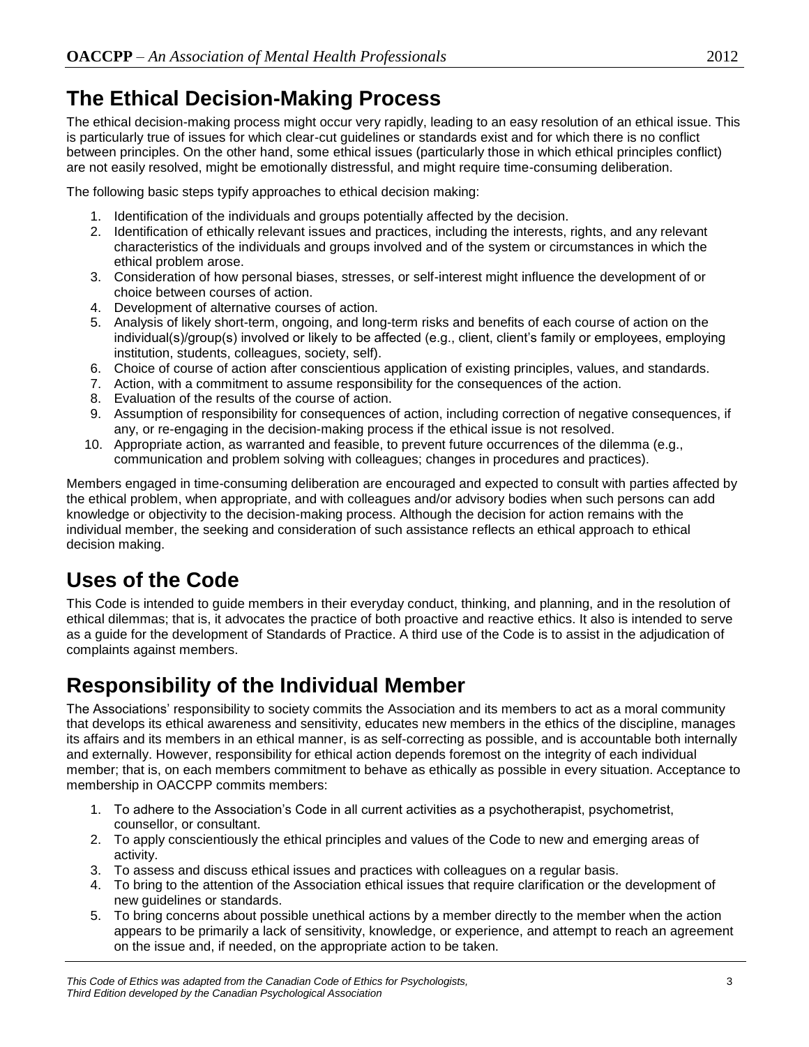## The Ethical Decision-Making Process

The ethical decision-making process might occur very rapidly, leading to an easy resolution of an ethical issue. This is particularly true of issues for which clear-cut guidelines or standards exist and for which there is no conflict between principles. On the other hand, some ethical issues (particularly those in which ethical principles conflict) are not easily resolved, might be emotionally distressful, and might require time-consuming deliberation.

The following basic steps typify approaches to ethical decision making:

1. Identification of the individuals and groups potentially affected by the decision.
2. Identification of ethically relevant issues and practices, including the interests, rights, and any relevant characteristics of the individuals and groups involved and of the system or circumstances in which the ethical problem arose.
3. Consideration of how personal biases, stresses, or self-interest might influence the development of or choice between courses of action.
4. Development of alternative courses of action.
5. Analysis of likely short-term, ongoing, and long-term risks and benefits of each course of action on the individual(s)/group(s) involved or likely to be affected (e.g., client, client's family or employees, employing institution, students, colleagues, society, self).
6. Choice of course of action after conscientious application of existing principles, values, and standards.
7. Action, with a commitment to assume responsibility for the consequences of the action.
8. Evaluation of the results of the course of action.
9. Assumption of responsibility for consequences of action, including correction of negative consequences, if any, or re-engaging in the decision-making process if the ethical issue is not resolved.
10. Appropriate action, as warranted and feasible, to prevent future occurrences of the dilemma (e.g., communication and problem solving with colleagues; changes in procedures and practices).

Members engaged in time-consuming deliberation are encouraged and expected to consult with parties affected by the ethical problem, when appropriate, and with colleagues and/or advisory bodies when such persons can add knowledge or objectivity to the decision-making process. Although the decision for action remains with the individual member, the seeking and consideration of such assistance reflects an ethical approach to ethical decision making.

## Uses of the Code

This Code is intended to guide members in their everyday conduct, thinking, and planning, and in the resolution of ethical dilemmas; that is, it advocates the practice of both proactive and reactive ethics. It also is intended to serve as a guide for the development of Standards of Practice. A third use of the Code is to assist in the adjudication of complaints against members.

## Responsibility of the Individual Member

The Associations' responsibility to society commits the Association and its members to act as a moral community that develops its ethical awareness and sensitivity, educates new members in the ethics of the discipline, manages its affairs and its members in an ethical manner, is as self-correcting as possible, and is accountable both internally and externally. However, responsibility for ethical action depends foremost on the integrity of each individual member; that is, on each members commitment to behave as ethically as possible in every situation. Acceptance to membership in OACCPP commits members:

1. To adhere to the Association's Code in all current activities as a psychotherapist, psychometrist, counsellor, or consultant.
2. To apply conscientiously the ethical principles and values of the Code to new and emerging areas of activity.
3. To assess and discuss ethical issues and practices with colleagues on a regular basis.
4. To bring to the attention of the Association ethical issues that require clarification or the development of new guidelines or standards.
5. To bring concerns about possible unethical actions by a member directly to the member when the action appears to be primarily a lack of sensitivity, knowledge, or experience, and attempt to reach an agreement on the issue and, if needed, on the appropriate action to be taken.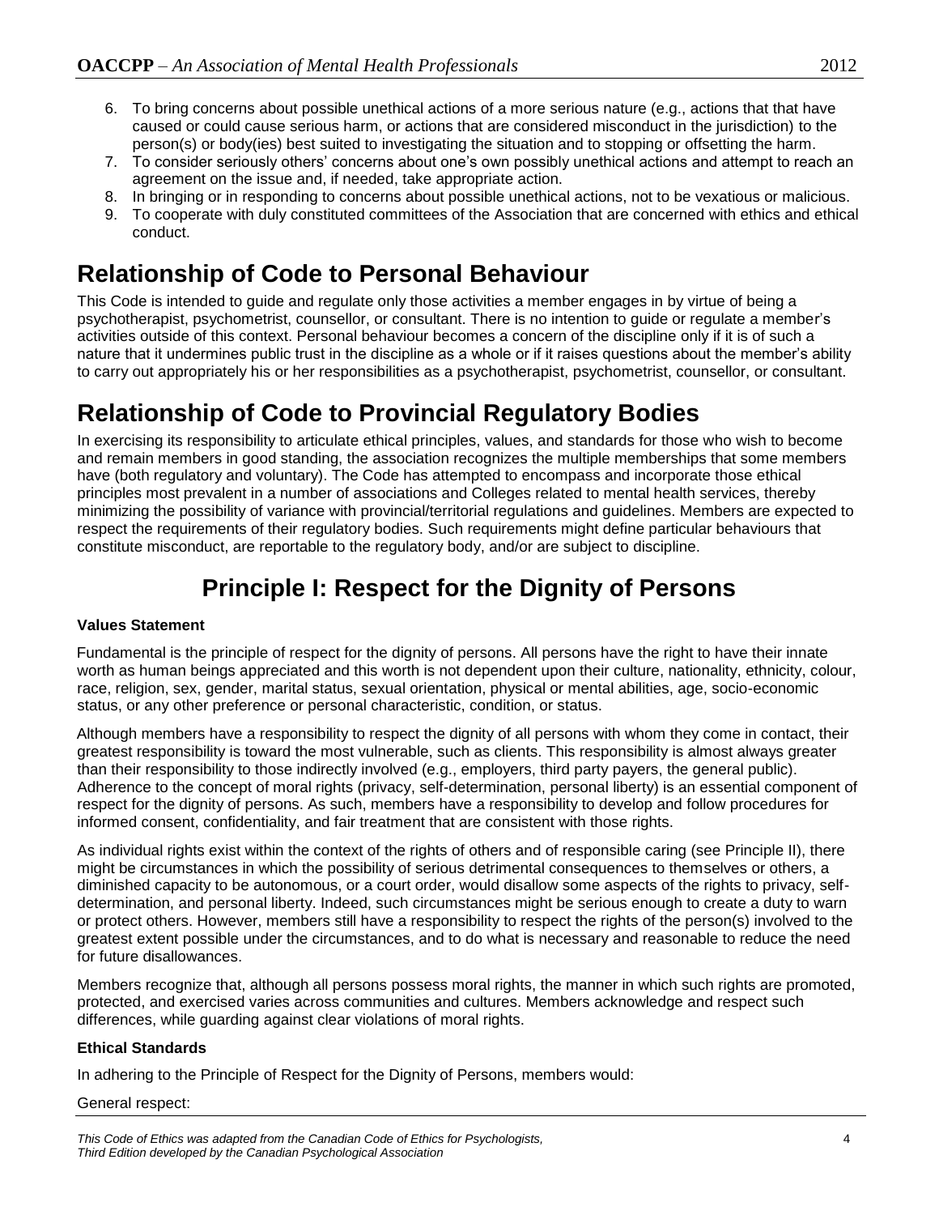6. To bring concerns about possible unethical actions of a more serious nature (e.g., actions that that have caused or could cause serious harm, or actions that are considered misconduct in the jurisdiction) to the person(s) or body(ies) best suited to investigating the situation and to stopping or offsetting the harm.
7. To consider seriously others' concerns about one's own possibly unethical actions and attempt to reach an agreement on the issue and, if needed, take appropriate action.
8. In bringing or in responding to concerns about possible unethical actions, not to be vexatious or malicious.
9. To cooperate with duly constituted committees of the Association that are concerned with ethics and ethical conduct.

## Relationship of Code to Personal Behaviour

This Code is intended to guide and regulate only those activities a member engages in by virtue of being a psychotherapist, psychometrist, counsellor, or consultant. There is no intention to guide or regulate a member's activities outside of this context. Personal behaviour becomes a concern of the discipline only if it is of such a nature that it undermines public trust in the discipline as a whole or if it raises questions about the member's ability to carry out appropriately his or her responsibilities as a psychotherapist, psychometrist, counsellor, or consultant.

## Relationship of Code to Provincial Regulatory Bodies

In exercising its responsibility to articulate ethical principles, values, and standards for those who wish to become and remain members in good standing, the association recognizes the multiple memberships that some members have (both regulatory and voluntary). The Code has attempted to encompass and incorporate those ethical principles most prevalent in a number of associations and Colleges related to mental health services, thereby minimizing the possibility of variance with provincial/territorial regulations and guidelines. Members are expected to respect the requirements of their regulatory bodies. Such requirements might define particular behaviours that constitute misconduct, are reportable to the regulatory body, and/or are subject to discipline.

## Principle I: Respect for the Dignity of Persons

**Values Statement**

Fundamental is the principle of respect for the dignity of persons. All persons have the right to have their innate worth as human beings appreciated and this worth is not dependent upon their culture, nationality, ethnicity, colour, race, religion, sex, gender, marital status, sexual orientation, physical or mental abilities, age, socio-economic status, or any other preference or personal characteristic, condition, or status.

Although members have a responsibility to respect the dignity of all persons with whom they come in contact, their greatest responsibility is toward the most vulnerable, such as clients. This responsibility is almost always greater than their responsibility to those indirectly involved (e.g., employers, third party payers, the general public). Adherence to the concept of moral rights (privacy, self-determination, personal liberty) is an essential component of respect for the dignity of persons. As such, members have a responsibility to develop and follow procedures for informed consent, confidentiality, and fair treatment that are consistent with those rights.

As individual rights exist within the context of the rights of others and of responsible caring (see Principle II), there might be circumstances in which the possibility of serious detrimental consequences to themselves or others, a diminished capacity to be autonomous, or a court order, would disallow some aspects of the rights to privacy, self-determination, and personal liberty. Indeed, such circumstances might be serious enough to create a duty to warn or protect others. However, members still have a responsibility to respect the rights of the person(s) involved to the greatest extent possible under the circumstances, and to do what is necessary and reasonable to reduce the need for future disallowances.

Members recognize that, although all persons possess moral rights, the manner in which such rights are promoted, protected, and exercised varies across communities and cultures. Members acknowledge and respect such differences, while guarding against clear violations of moral rights.

**Ethical Standards**

In adhering to the Principle of Respect for the Dignity of Persons, members would:

General respect: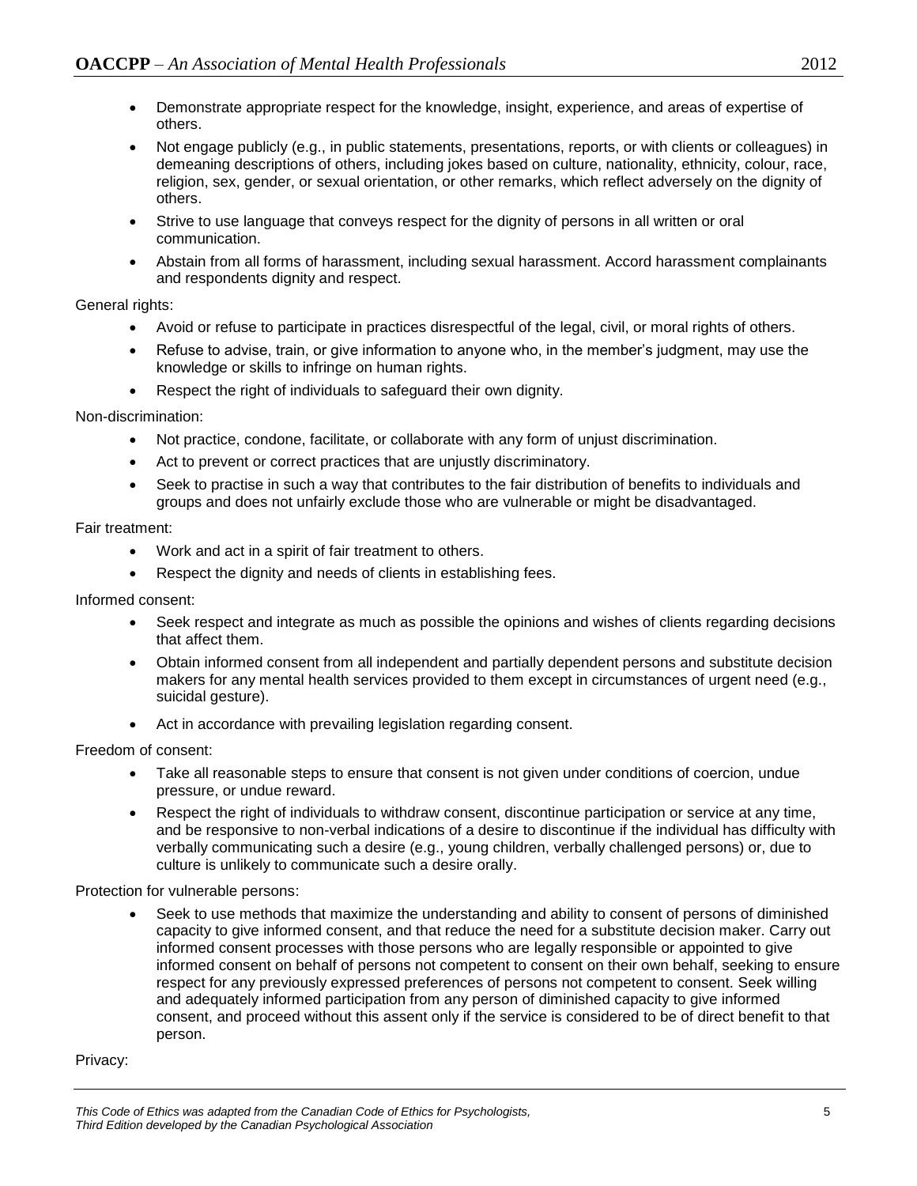- Demonstrate appropriate respect for the knowledge, insight, experience, and areas of expertise of others.
- Not engage publicly (e.g., in public statements, presentations, reports, or with clients or colleagues) in demeaning descriptions of others, including jokes based on culture, nationality, ethnicity, colour, race, religion, sex, gender, or sexual orientation, or other remarks, which reflect adversely on the dignity of others.
- Strive to use language that conveys respect for the dignity of persons in all written or oral communication.
- Abstain from all forms of harassment, including sexual harassment. Accord harassment complainants and respondents dignity and respect.

General rights:

- Avoid or refuse to participate in practices disrespectful of the legal, civil, or moral rights of others.
- Refuse to advise, train, or give information to anyone who, in the member's judgment, may use the knowledge or skills to infringe on human rights.
- Respect the right of individuals to safeguard their own dignity.

Non-discrimination:

- Not practice, condone, facilitate, or collaborate with any form of unjust discrimination.
- Act to prevent or correct practices that are unjustly discriminatory.
- Seek to practise in such a way that contributes to the fair distribution of benefits to individuals and groups and does not unfairly exclude those who are vulnerable or might be disadvantaged.

Fair treatment:

- Work and act in a spirit of fair treatment to others.
- Respect the dignity and needs of clients in establishing fees.

Informed consent:

- Seek respect and integrate as much as possible the opinions and wishes of clients regarding decisions that affect them.
- Obtain informed consent from all independent and partially dependent persons and substitute decision makers for any mental health services provided to them except in circumstances of urgent need (e.g., suicidal gesture).
- Act in accordance with prevailing legislation regarding consent.

Freedom of consent:

- Take all reasonable steps to ensure that consent is not given under conditions of coercion, undue pressure, or undue reward.
- Respect the right of individuals to withdraw consent, discontinue participation or service at any time, and be responsive to non-verbal indications of a desire to discontinue if the individual has difficulty with verbally communicating such a desire (e.g., young children, verbally challenged persons) or, due to culture is unlikely to communicate such a desire orally.

Protection for vulnerable persons:

- Seek to use methods that maximize the understanding and ability to consent of persons of diminished capacity to give informed consent, and that reduce the need for a substitute decision maker. Carry out informed consent processes with those persons who are legally responsible or appointed to give informed consent on behalf of persons not competent to consent on their own behalf, seeking to ensure respect for any previously expressed preferences of persons not competent to consent. Seek willing and adequately informed participation from any person of diminished capacity to give informed consent, and proceed without this assent only if the service is considered to be of direct benefit to that person.

Privacy: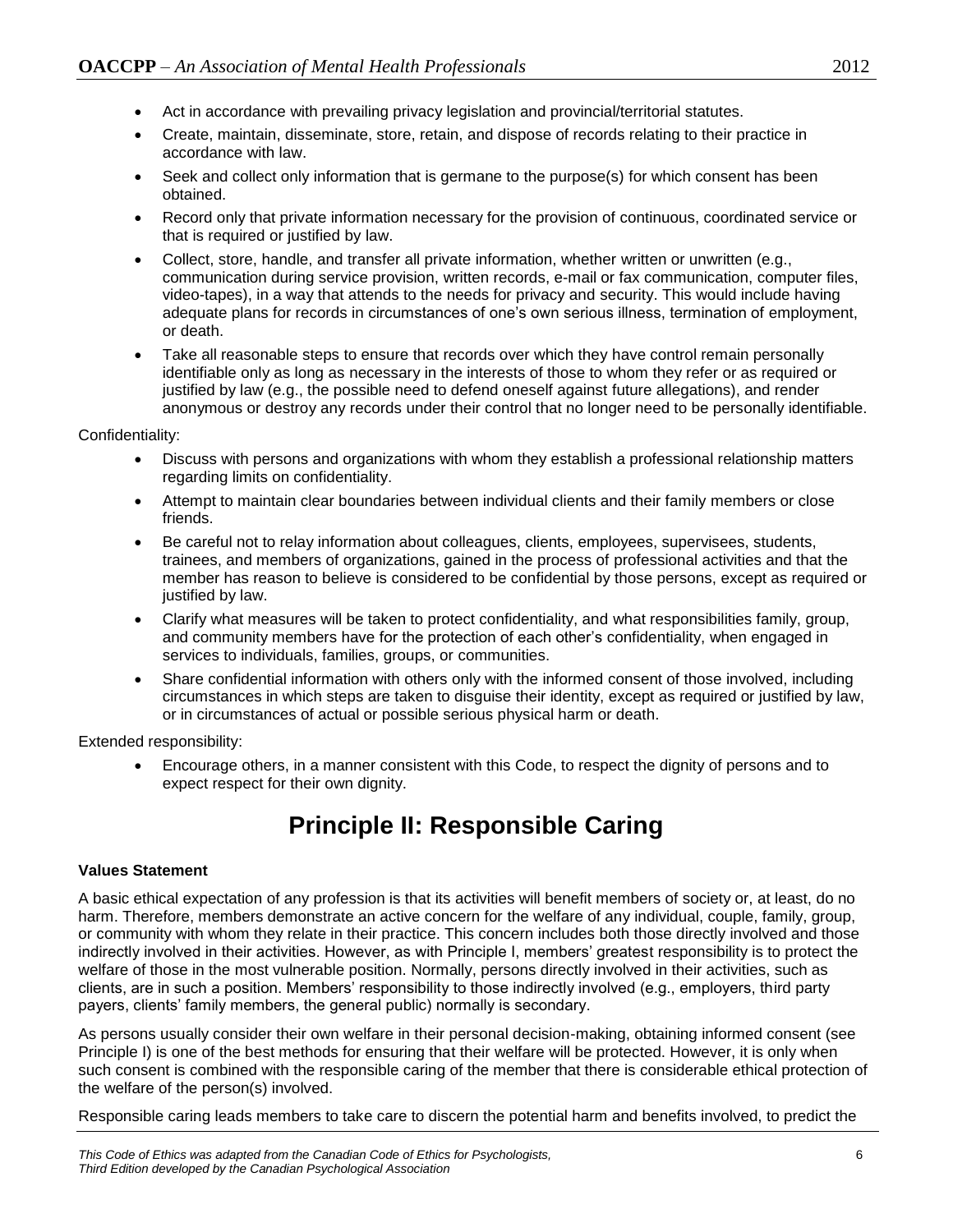- Act in accordance with prevailing privacy legislation and provincial/territorial statutes.
- Create, maintain, disseminate, store, retain, and dispose of records relating to their practice in accordance with law.
- Seek and collect only information that is germane to the purpose(s) for which consent has been obtained.
- Record only that private information necessary for the provision of continuous, coordinated service or that is required or justified by law.
- Collect, store, handle, and transfer all private information, whether written or unwritten (e.g., communication during service provision, written records, e-mail or fax communication, computer files, video-tapes), in a way that attends to the needs for privacy and security. This would include having adequate plans for records in circumstances of one's own serious illness, termination of employment, or death.
- Take all reasonable steps to ensure that records over which they have control remain personally identifiable only as long as necessary in the interests of those to whom they refer or as required or justified by law (e.g., the possible need to defend oneself against future allegations), and render anonymous or destroy any records under their control that no longer need to be personally identifiable.

Confidentiality:

- Discuss with persons and organizations with whom they establish a professional relationship matters regarding limits on confidentiality.
- Attempt to maintain clear boundaries between individual clients and their family members or close friends.
- Be careful not to relay information about colleagues, clients, employees, supervisees, students, trainees, and members of organizations, gained in the process of professional activities and that the member has reason to believe is considered to be confidential by those persons, except as required or justified by law.
- Clarify what measures will be taken to protect confidentiality, and what responsibilities family, group, and community members have for the protection of each other's confidentiality, when engaged in services to individuals, families, groups, or communities.
- Share confidential information with others only with the informed consent of those involved, including circumstances in which steps are taken to disguise their identity, except as required or justified by law, or in circumstances of actual or possible serious physical harm or death.

Extended responsibility:

- Encourage others, in a manner consistent with this Code, to respect the dignity of persons and to expect respect for their own dignity.

# Principle II: Responsible Caring

**Values Statement**

A basic ethical expectation of any profession is that its activities will benefit members of society or, at least, do no harm. Therefore, members demonstrate an active concern for the welfare of any individual, couple, family, group, or community with whom they relate in their practice. This concern includes both those directly involved and those indirectly involved in their activities. However, as with Principle I, members' greatest responsibility is to protect the welfare of those in the most vulnerable position. Normally, persons directly involved in their activities, such as clients, are in such a position. Members' responsibility to those indirectly involved (e.g., employers, third party payers, clients' family members, the general public) normally is secondary.

As persons usually consider their own welfare in their personal decision-making, obtaining informed consent (see Principle I) is one of the best methods for ensuring that their welfare will be protected. However, it is only when such consent is combined with the responsible caring of the member that there is considerable ethical protection of the welfare of the person(s) involved.

Responsible caring leads members to take care to discern the potential harm and benefits involved, to predict the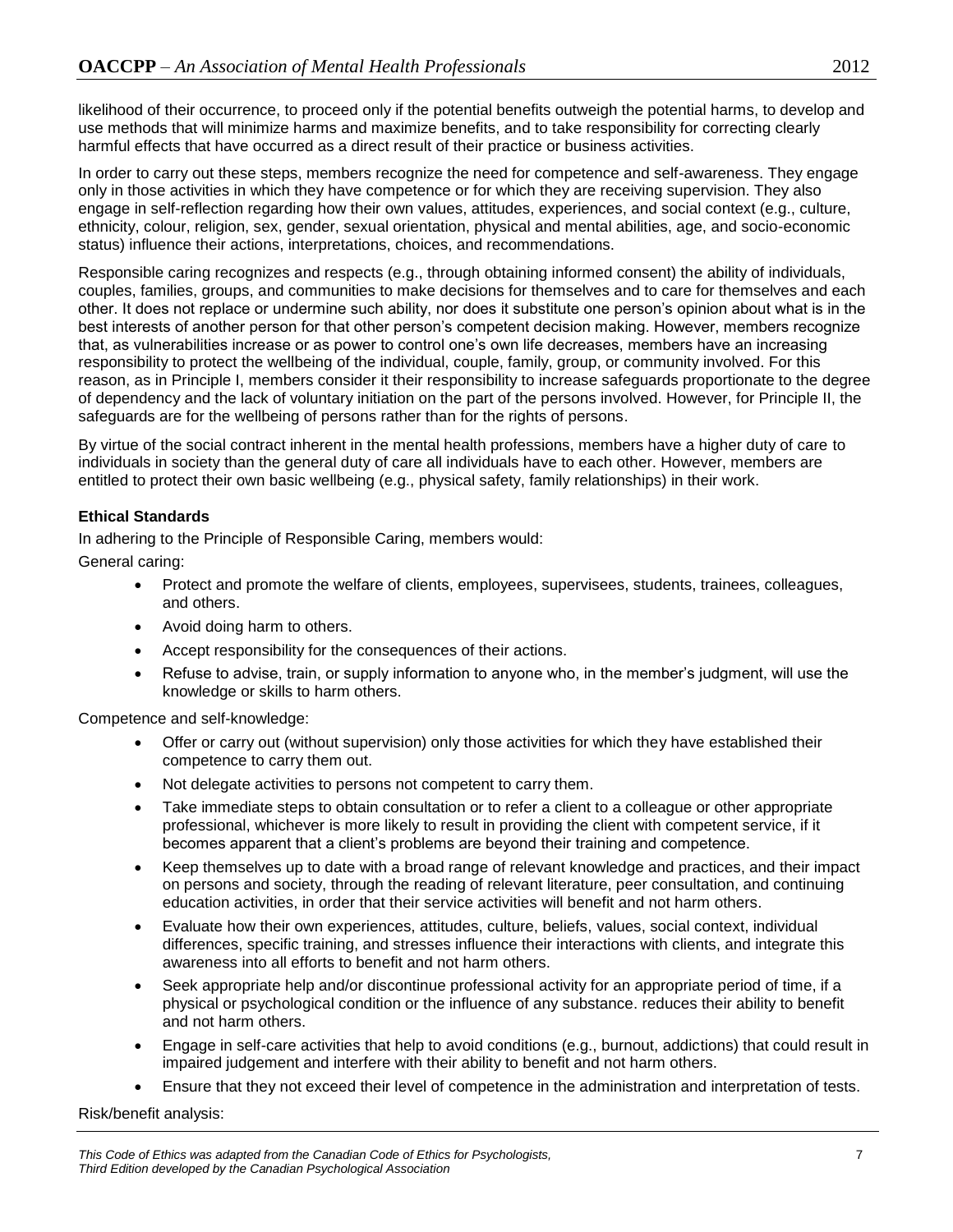likelihood of their occurrence, to proceed only if the potential benefits outweigh the potential harms, to develop and use methods that will minimize harms and maximize benefits, and to take responsibility for correcting clearly harmful effects that have occurred as a direct result of their practice or business activities.

In order to carry out these steps, members recognize the need for competence and self-awareness. They engage only in those activities in which they have competence or for which they are receiving supervision. They also engage in self-reflection regarding how their own values, attitudes, experiences, and social context (e.g., culture, ethnicity, colour, religion, sex, gender, sexual orientation, physical and mental abilities, age, and socio-economic status) influence their actions, interpretations, choices, and recommendations.

Responsible caring recognizes and respects (e.g., through obtaining informed consent) the ability of individuals, couples, families, groups, and communities to make decisions for themselves and to care for themselves and each other. It does not replace or undermine such ability, nor does it substitute one person's opinion about what is in the best interests of another person for that other person's competent decision making. However, members recognize that, as vulnerabilities increase or as power to control one's own life decreases, members have an increasing responsibility to protect the wellbeing of the individual, couple, family, group, or community involved. For this reason, as in Principle I, members consider it their responsibility to increase safeguards proportionate to the degree of dependency and the lack of voluntary initiation on the part of the persons involved. However, for Principle II, the safeguards are for the wellbeing of persons rather than for the rights of persons.

By virtue of the social contract inherent in the mental health professions, members have a higher duty of care to individuals in society than the general duty of care all individuals have to each other. However, members are entitled to protect their own basic wellbeing (e.g., physical safety, family relationships) in their work.

**Ethical Standards**

In adhering to the Principle of Responsible Caring, members would:

General caring:

- Protect and promote the welfare of clients, employees, supervisees, students, trainees, colleagues, and others.
- Avoid doing harm to others.
- Accept responsibility for the consequences of their actions.
- Refuse to advise, train, or supply information to anyone who, in the member's judgment, will use the knowledge or skills to harm others.

Competence and self-knowledge:

- Offer or carry out (without supervision) only those activities for which they have established their competence to carry them out.
- Not delegate activities to persons not competent to carry them.
- Take immediate steps to obtain consultation or to refer a client to a colleague or other appropriate professional, whichever is more likely to result in providing the client with competent service, if it becomes apparent that a client's problems are beyond their training and competence.
- Keep themselves up to date with a broad range of relevant knowledge and practices, and their impact on persons and society, through the reading of relevant literature, peer consultation, and continuing education activities, in order that their service activities will benefit and not harm others.
- Evaluate how their own experiences, attitudes, culture, beliefs, values, social context, individual differences, specific training, and stresses influence their interactions with clients, and integrate this awareness into all efforts to benefit and not harm others.
- Seek appropriate help and/or discontinue professional activity for an appropriate period of time, if a physical or psychological condition or the influence of any substance. reduces their ability to benefit and not harm others.
- Engage in self-care activities that help to avoid conditions (e.g., burnout, addictions) that could result in impaired judgement and interfere with their ability to benefit and not harm others.
- Ensure that they not exceed their level of competence in the administration and interpretation of tests.

Risk/benefit analysis: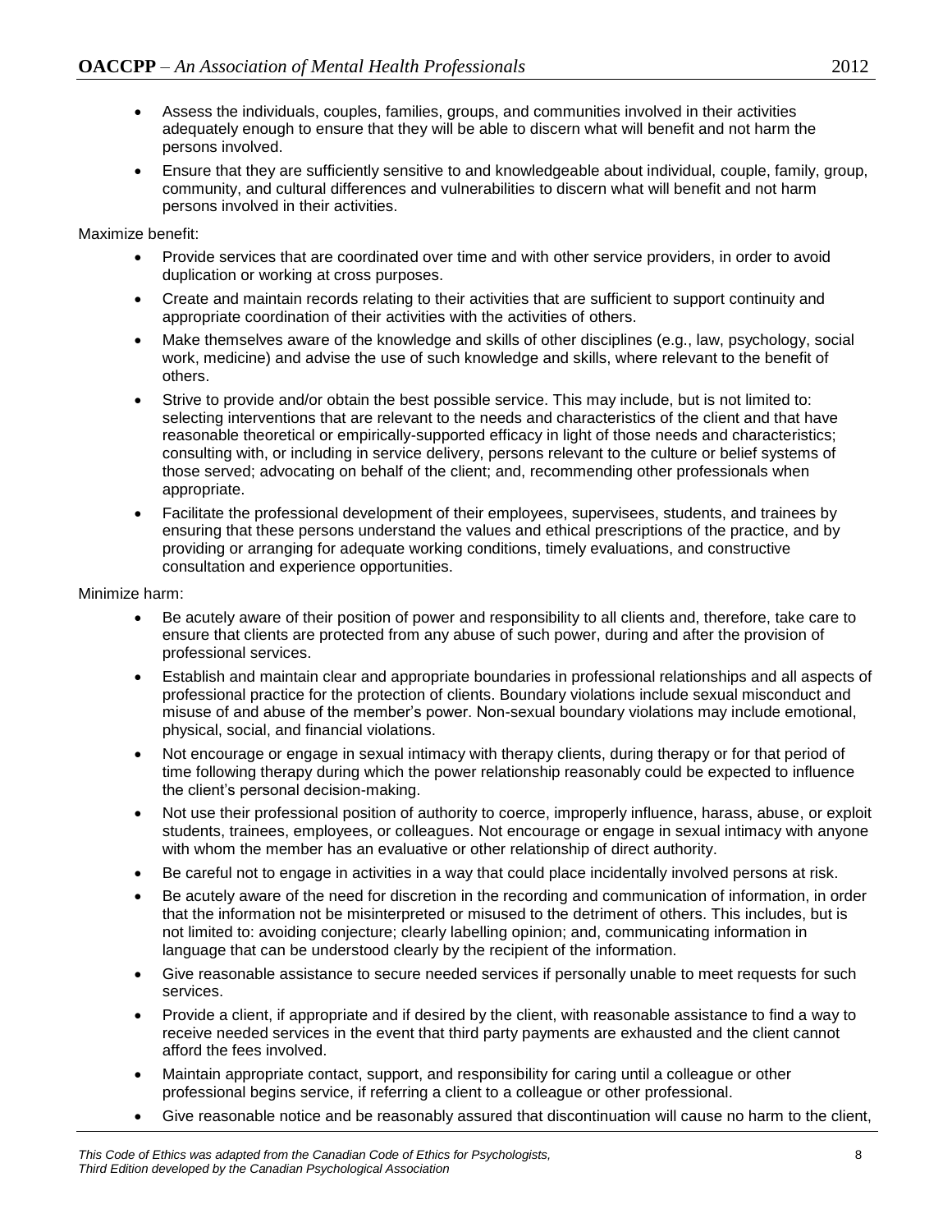- Assess the individuals, couples, families, groups, and communities involved in their activities adequately enough to ensure that they will be able to discern what will benefit and not harm the persons involved.
- Ensure that they are sufficiently sensitive to and knowledgeable about individual, couple, family, group, community, and cultural differences and vulnerabilities to discern what will benefit and not harm persons involved in their activities.

Maximize benefit:

- Provide services that are coordinated over time and with other service providers, in order to avoid duplication or working at cross purposes.
- Create and maintain records relating to their activities that are sufficient to support continuity and appropriate coordination of their activities with the activities of others.
- Make themselves aware of the knowledge and skills of other disciplines (e.g., law, psychology, social work, medicine) and advise the use of such knowledge and skills, where relevant to the benefit of others.
- Strive to provide and/or obtain the best possible service. This may include, but is not limited to: selecting interventions that are relevant to the needs and characteristics of the client and that have reasonable theoretical or empirically-supported efficacy in light of those needs and characteristics; consulting with, or including in service delivery, persons relevant to the culture or belief systems of those served; advocating on behalf of the client; and, recommending other professionals when appropriate.
- Facilitate the professional development of their employees, supervisees, students, and trainees by ensuring that these persons understand the values and ethical prescriptions of the practice, and by providing or arranging for adequate working conditions, timely evaluations, and constructive consultation and experience opportunities.

Minimize harm:

- Be acutely aware of their position of power and responsibility to all clients and, therefore, take care to ensure that clients are protected from any abuse of such power, during and after the provision of professional services.
- Establish and maintain clear and appropriate boundaries in professional relationships and all aspects of professional practice for the protection of clients. Boundary violations include sexual misconduct and misuse of and abuse of the member's power. Non-sexual boundary violations may include emotional, physical, social, and financial violations.
- Not encourage or engage in sexual intimacy with therapy clients, during therapy or for that period of time following therapy during which the power relationship reasonably could be expected to influence the client's personal decision-making.
- Not use their professional position of authority to coerce, improperly influence, harass, abuse, or exploit students, trainees, employees, or colleagues. Not encourage or engage in sexual intimacy with anyone with whom the member has an evaluative or other relationship of direct authority.
- Be careful not to engage in activities in a way that could place incidentally involved persons at risk.
- Be acutely aware of the need for discretion in the recording and communication of information, in order that the information not be misinterpreted or misused to the detriment of others. This includes, but is not limited to: avoiding conjecture; clearly labelling opinion; and, communicating information in language that can be understood clearly by the recipient of the information.
- Give reasonable assistance to secure needed services if personally unable to meet requests for such services.
- Provide a client, if appropriate and if desired by the client, with reasonable assistance to find a way to receive needed services in the event that third party payments are exhausted and the client cannot afford the fees involved.
- Maintain appropriate contact, support, and responsibility for caring until a colleague or other professional begins service, if referring a client to a colleague or other professional.
- Give reasonable notice and be reasonably assured that discontinuation will cause no harm to the client,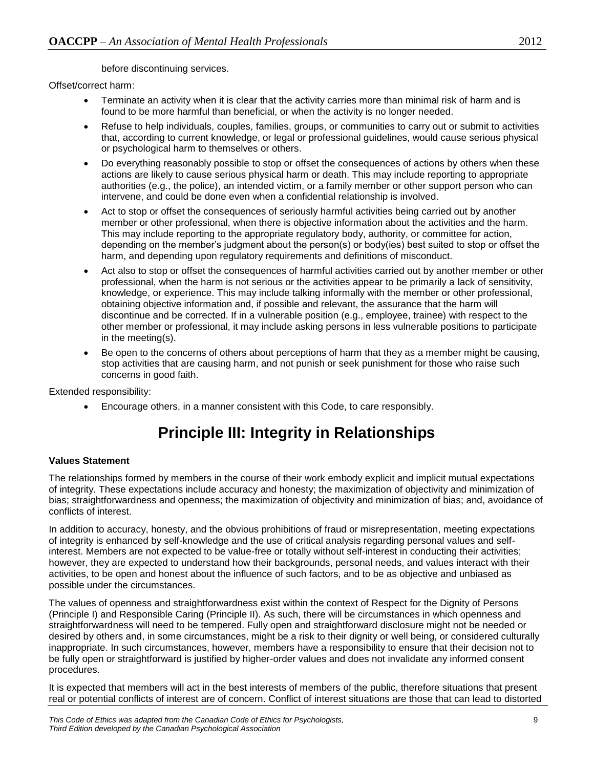before discontinuing services.

Offset/correct harm:

- Terminate an activity when it is clear that the activity carries more than minimal risk of harm and is found to be more harmful than beneficial, or when the activity is no longer needed.
- Refuse to help individuals, couples, families, groups, or communities to carry out or submit to activities that, according to current knowledge, or legal or professional guidelines, would cause serious physical or psychological harm to themselves or others.
- Do everything reasonably possible to stop or offset the consequences of actions by others when these actions are likely to cause serious physical harm or death. This may include reporting to appropriate authorities (e.g., the police), an intended victim, or a family member or other support person who can intervene, and could be done even when a confidential relationship is involved.
- Act to stop or offset the consequences of seriously harmful activities being carried out by another member or other professional, when there is objective information about the activities and the harm. This may include reporting to the appropriate regulatory body, authority, or committee for action, depending on the member's judgment about the person(s) or body(ies) best suited to stop or offset the harm, and depending upon regulatory requirements and definitions of misconduct.
- Act also to stop or offset the consequences of harmful activities carried out by another member or other professional, when the harm is not serious or the activities appear to be primarily a lack of sensitivity, knowledge, or experience. This may include talking informally with the member or other professional, obtaining objective information and, if possible and relevant, the assurance that the harm will discontinue and be corrected. If in a vulnerable position (e.g., employee, trainee) with respect to the other member or professional, it may include asking persons in less vulnerable positions to participate in the meeting(s).
- Be open to the concerns of others about perceptions of harm that they as a member might be causing, stop activities that are causing harm, and not punish or seek punishment for those who raise such concerns in good faith.

Extended responsibility:

- Encourage others, in a manner consistent with this Code, to care responsibly.

# Principle III: Integrity in Relationships

**Values Statement**

The relationships formed by members in the course of their work embody explicit and implicit mutual expectations of integrity. These expectations include accuracy and honesty; the maximization of objectivity and minimization of bias; straightforwardness and openness; the maximization of objectivity and minimization of bias; and, avoidance of conflicts of interest.

In addition to accuracy, honesty, and the obvious prohibitions of fraud or misrepresentation, meeting expectations of integrity is enhanced by self-knowledge and the use of critical analysis regarding personal values and self-interest. Members are not expected to be value-free or totally without self-interest in conducting their activities; however, they are expected to understand how their backgrounds, personal needs, and values interact with their activities, to be open and honest about the influence of such factors, and to be as objective and unbiased as possible under the circumstances.

The values of openness and straightforwardness exist within the context of Respect for the Dignity of Persons (Principle I) and Responsible Caring (Principle II). As such, there will be circumstances in which openness and straightforwardness will need to be tempered. Fully open and straightforward disclosure might not be needed or desired by others and, in some circumstances, might be a risk to their dignity or well being, or considered culturally inappropriate. In such circumstances, however, members have a responsibility to ensure that their decision not to be fully open or straightforward is justified by higher-order values and does not invalidate any informed consent procedures.

It is expected that members will act in the best interests of members of the public, therefore situations that present real or potential conflicts of interest are of concern. Conflict of interest situations are those that can lead to distorted

*This Code of Ethics was adapted from the Canadian Code of Ethics for Psychologists, Third Edition developed by the Canadian Psychological Association*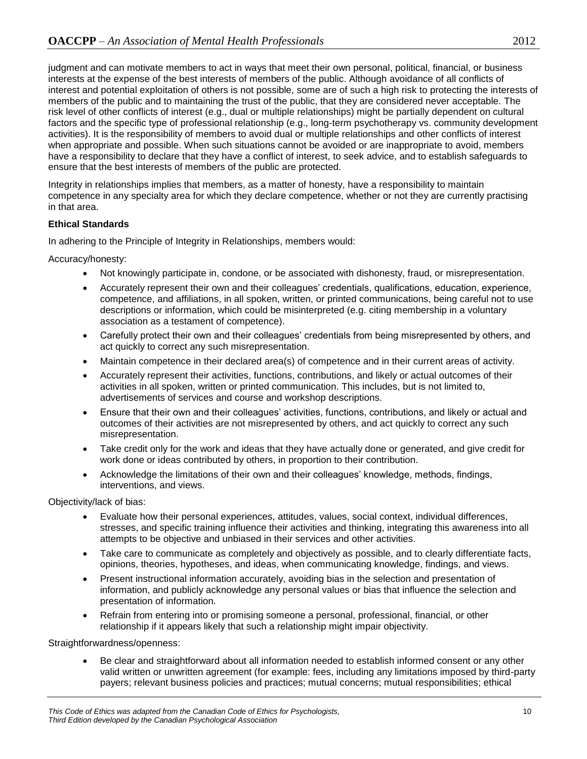judgment and can motivate members to act in ways that meet their own personal, political, financial, or business interests at the expense of the best interests of members of the public. Although avoidance of all conflicts of interest and potential exploitation of others is not possible, some are of such a high risk to protecting the interests of members of the public and to maintaining the trust of the public, that they are considered never acceptable. The risk level of other conflicts of interest (e.g., dual or multiple relationships) might be partially dependent on cultural factors and the specific type of professional relationship (e.g., long-term psychotherapy vs. community development activities). It is the responsibility of members to avoid dual or multiple relationships and other conflicts of interest when appropriate and possible. When such situations cannot be avoided or are inappropriate to avoid, members have a responsibility to declare that they have a conflict of interest, to seek advice, and to establish safeguards to ensure that the best interests of members of the public are protected.

Integrity in relationships implies that members, as a matter of honesty, have a responsibility to maintain competence in any specialty area for which they declare competence, whether or not they are currently practising in that area.

**Ethical Standards**

In adhering to the Principle of Integrity in Relationships, members would:

Accuracy/honesty:

- Not knowingly participate in, condone, or be associated with dishonesty, fraud, or misrepresentation.
- Accurately represent their own and their colleagues' credentials, qualifications, education, experience, competence, and affiliations, in all spoken, written, or printed communications, being careful not to use descriptions or information, which could be misinterpreted (e.g. citing membership in a voluntary association as a testament of competence).
- Carefully protect their own and their colleagues' credentials from being misrepresented by others, and act quickly to correct any such misrepresentation.
- Maintain competence in their declared area(s) of competence and in their current areas of activity.
- Accurately represent their activities, functions, contributions, and likely or actual outcomes of their activities in all spoken, written or printed communication. This includes, but is not limited to, advertisements of services and course and workshop descriptions.
- Ensure that their own and their colleagues' activities, functions, contributions, and likely or actual and outcomes of their activities are not misrepresented by others, and act quickly to correct any such misrepresentation.
- Take credit only for the work and ideas that they have actually done or generated, and give credit for work done or ideas contributed by others, in proportion to their contribution.
- Acknowledge the limitations of their own and their colleagues' knowledge, methods, findings, interventions, and views.

Objectivity/lack of bias:

- Evaluate how their personal experiences, attitudes, values, social context, individual differences, stresses, and specific training influence their activities and thinking, integrating this awareness into all attempts to be objective and unbiased in their services and other activities.
- Take care to communicate as completely and objectively as possible, and to clearly differentiate facts, opinions, theories, hypotheses, and ideas, when communicating knowledge, findings, and views.
- Present instructional information accurately, avoiding bias in the selection and presentation of information, and publicly acknowledge any personal values or bias that influence the selection and presentation of information.
- Refrain from entering into or promising someone a personal, professional, financial, or other relationship if it appears likely that such a relationship might impair objectivity.

Straightforwardness/openness:

- Be clear and straightforward about all information needed to establish informed consent or any other valid written or unwritten agreement (for example: fees, including any limitations imposed by third-party payers; relevant business policies and practices; mutual concerns; mutual responsibilities; ethical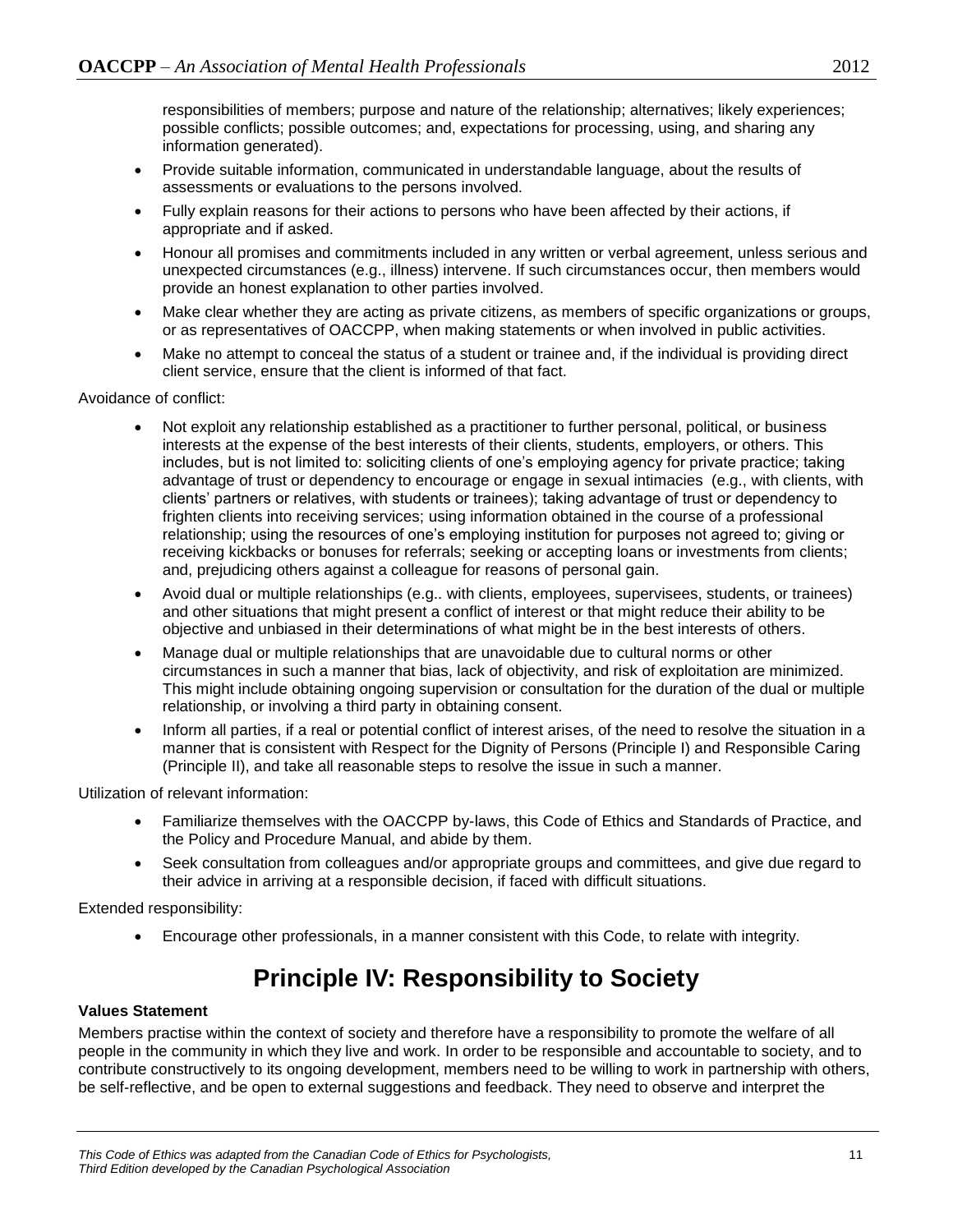responsibilities of members; purpose and nature of the relationship; alternatives; likely experiences; possible conflicts; possible outcomes; and, expectations for processing, using, and sharing any information generated).

- Provide suitable information, communicated in understandable language, about the results of assessments or evaluations to the persons involved.
- Fully explain reasons for their actions to persons who have been affected by their actions, if appropriate and if asked.
- Honour all promises and commitments included in any written or verbal agreement, unless serious and unexpected circumstances (e.g., illness) intervene. If such circumstances occur, then members would provide an honest explanation to other parties involved.
- Make clear whether they are acting as private citizens, as members of specific organizations or groups, or as representatives of OACCPP, when making statements or when involved in public activities.
- Make no attempt to conceal the status of a student or trainee and, if the individual is providing direct client service, ensure that the client is informed of that fact.

Avoidance of conflict:

- Not exploit any relationship established as a practitioner to further personal, political, or business interests at the expense of the best interests of their clients, students, employers, or others. This includes, but is not limited to: soliciting clients of one's employing agency for private practice; taking advantage of trust or dependency to encourage or engage in sexual intimacies (e.g., with clients, with clients' partners or relatives, with students or trainees); taking advantage of trust or dependency to frighten clients into receiving services; using information obtained in the course of a professional relationship; using the resources of one's employing institution for purposes not agreed to; giving or receiving kickbacks or bonuses for referrals; seeking or accepting loans or investments from clients; and, prejudicing others against a colleague for reasons of personal gain.
- Avoid dual or multiple relationships (e.g.. with clients, employees, supervisees, students, or trainees) and other situations that might present a conflict of interest or that might reduce their ability to be objective and unbiased in their determinations of what might be in the best interests of others.
- Manage dual or multiple relationships that are unavoidable due to cultural norms or other circumstances in such a manner that bias, lack of objectivity, and risk of exploitation are minimized. This might include obtaining ongoing supervision or consultation for the duration of the dual or multiple relationship, or involving a third party in obtaining consent.
- Inform all parties, if a real or potential conflict of interest arises, of the need to resolve the situation in a manner that is consistent with Respect for the Dignity of Persons (Principle I) and Responsible Caring (Principle II), and take all reasonable steps to resolve the issue in such a manner.

Utilization of relevant information:

- Familiarize themselves with the OACCPP by-laws, this Code of Ethics and Standards of Practice, and the Policy and Procedure Manual, and abide by them.
- Seek consultation from colleagues and/or appropriate groups and committees, and give due regard to their advice in arriving at a responsible decision, if faced with difficult situations.

Extended responsibility:

- Encourage other professionals, in a manner consistent with this Code, to relate with integrity.

# Principle IV: Responsibility to Society

**Values Statement**

Members practise within the context of society and therefore have a responsibility to promote the welfare of all people in the community in which they live and work. In order to be responsible and accountable to society, and to contribute constructively to its ongoing development, members need to be willing to work in partnership with others, be self-reflective, and be open to external suggestions and feedback. They need to observe and interpret the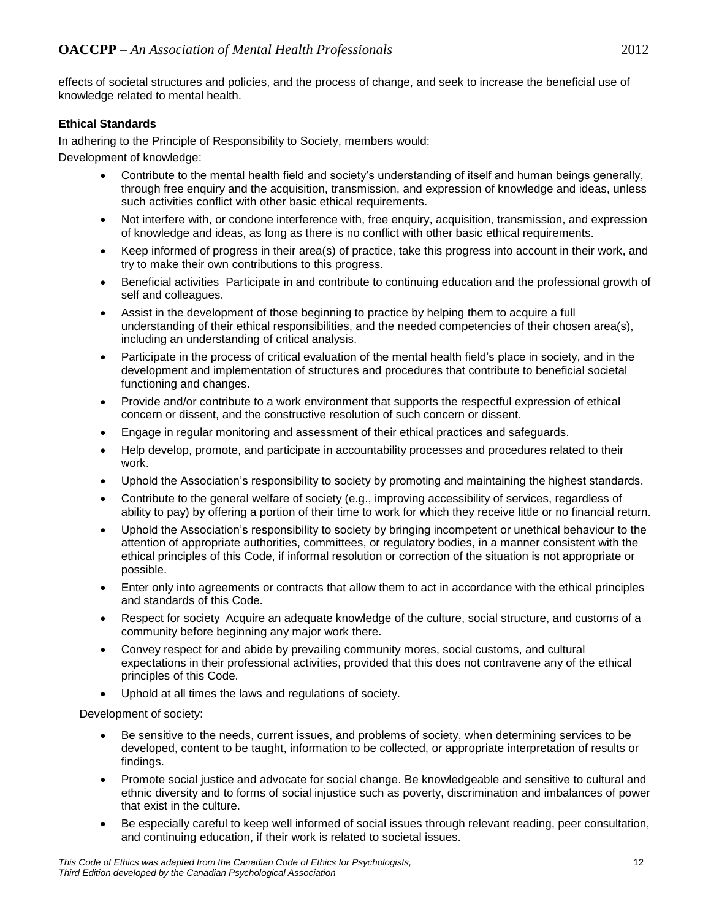effects of societal structures and policies, and the process of change, and seek to increase the beneficial use of knowledge related to mental health.

**Ethical Standards**

In adhering to the Principle of Responsibility to Society, members would:

Development of knowledge:

- Contribute to the mental health field and society's understanding of itself and human beings generally, through free enquiry and the acquisition, transmission, and expression of knowledge and ideas, unless such activities conflict with other basic ethical requirements.
- Not interfere with, or condone interference with, free enquiry, acquisition, transmission, and expression of knowledge and ideas, as long as there is no conflict with other basic ethical requirements.
- Keep informed of progress in their area(s) of practice, take this progress into account in their work, and try to make their own contributions to this progress.
- Beneficial activities Participate in and contribute to continuing education and the professional growth of self and colleagues.
- Assist in the development of those beginning to practice by helping them to acquire a full understanding of their ethical responsibilities, and the needed competencies of their chosen area(s), including an understanding of critical analysis.
- Participate in the process of critical evaluation of the mental health field's place in society, and in the development and implementation of structures and procedures that contribute to beneficial societal functioning and changes.
- Provide and/or contribute to a work environment that supports the respectful expression of ethical concern or dissent, and the constructive resolution of such concern or dissent.
- Engage in regular monitoring and assessment of their ethical practices and safeguards.
- Help develop, promote, and participate in accountability processes and procedures related to their work.
- Uphold the Association's responsibility to society by promoting and maintaining the highest standards.
- Contribute to the general welfare of society (e.g., improving accessibility of services, regardless of ability to pay) by offering a portion of their time to work for which they receive little or no financial return.
- Uphold the Association's responsibility to society by bringing incompetent or unethical behaviour to the attention of appropriate authorities, committees, or regulatory bodies, in a manner consistent with the ethical principles of this Code, if informal resolution or correction of the situation is not appropriate or possible.
- Enter only into agreements or contracts that allow them to act in accordance with the ethical principles and standards of this Code.
- Respect for society Acquire an adequate knowledge of the culture, social structure, and customs of a community before beginning any major work there.
- Convey respect for and abide by prevailing community mores, social customs, and cultural expectations in their professional activities, provided that this does not contravene any of the ethical principles of this Code.
- Uphold at all times the laws and regulations of society.

Development of society:

- Be sensitive to the needs, current issues, and problems of society, when determining services to be developed, content to be taught, information to be collected, or appropriate interpretation of results or findings.
- Promote social justice and advocate for social change. Be knowledgeable and sensitive to cultural and ethnic diversity and to forms of social injustice such as poverty, discrimination and imbalances of power that exist in the culture.
- Be especially careful to keep well informed of social issues through relevant reading, peer consultation, and continuing education, if their work is related to societal issues.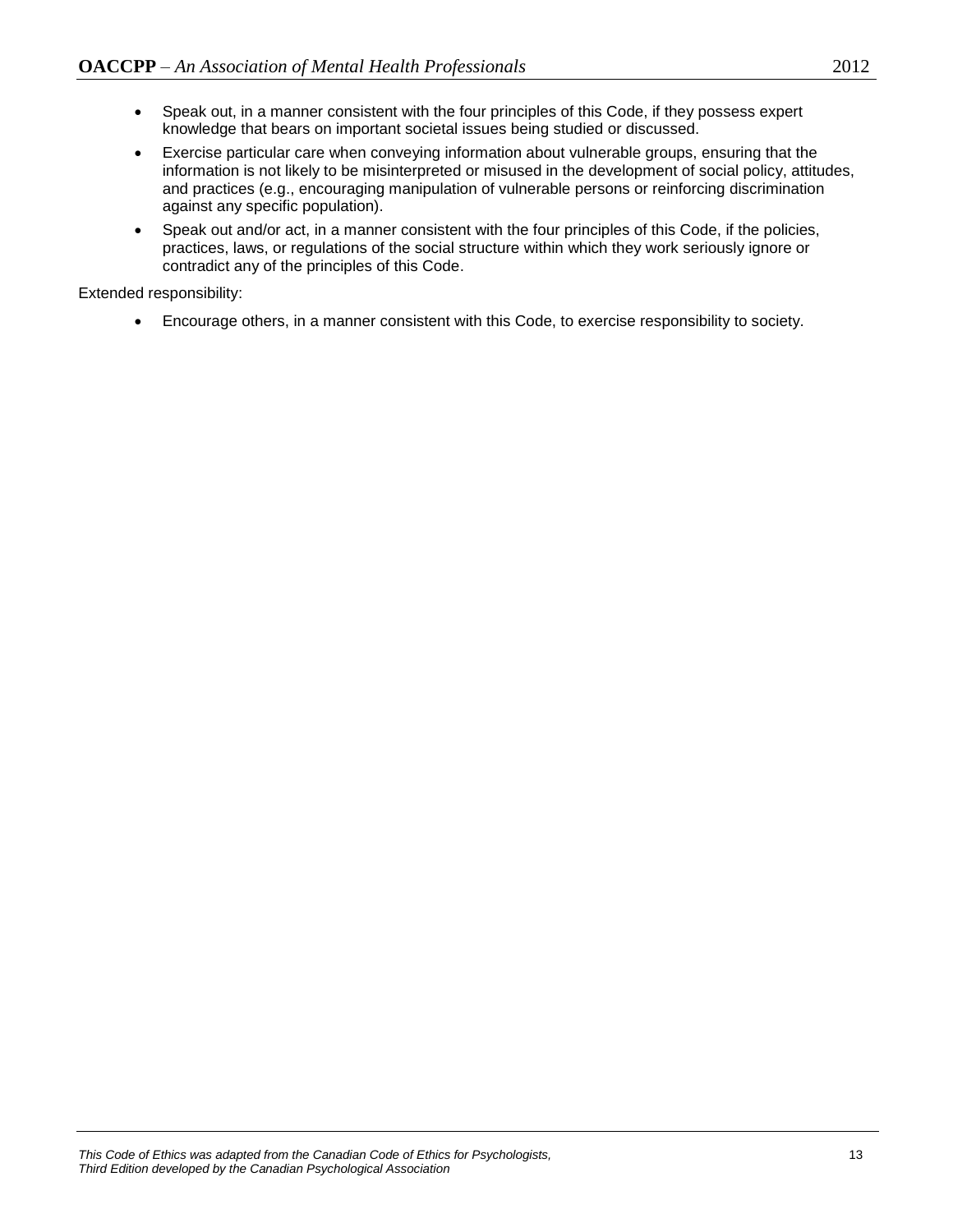- Speak out, in a manner consistent with the four principles of this Code, if they possess expert knowledge that bears on important societal issues being studied or discussed.
- Exercise particular care when conveying information about vulnerable groups, ensuring that the information is not likely to be misinterpreted or misused in the development of social policy, attitudes, and practices (e.g., encouraging manipulation of vulnerable persons or reinforcing discrimination against any specific population).
- Speak out and/or act, in a manner consistent with the four principles of this Code, if the policies, practices, laws, or regulations of the social structure within which they work seriously ignore or contradict any of the principles of this Code.

Extended responsibility:

- Encourage others, in a manner consistent with this Code, to exercise responsibility to society.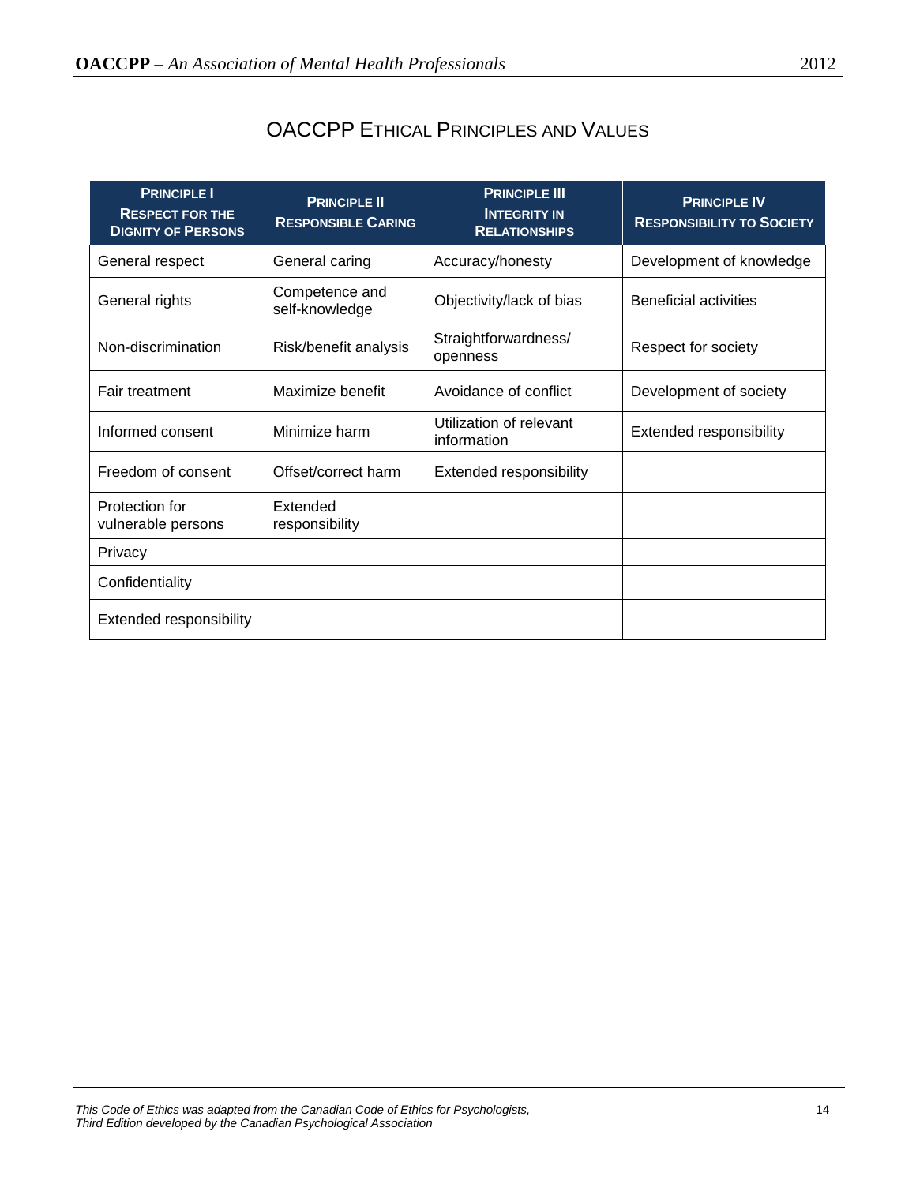# OACCPP Ethical Principles and Values

| Principle I<br>Respect for the Dignity of Persons | Principle II<br>Responsible Caring | Principle III<br>Integrity in Relationships | Principle IV<br>Responsibility to Society |
|---|---|---|---|
| General respect | General caring | Accuracy/honesty | Development of knowledge |
| General rights | Competence and self-knowledge | Objectivity/lack of bias | Beneficial activities |
| Non-discrimination | Risk/benefit analysis | Straightforwardness/ openness | Respect for society |
| Fair treatment | Maximize benefit | Avoidance of conflict | Development of society |
| Informed consent | Minimize harm | Utilization of relevant information | Extended responsibility |
| Freedom of consent | Offset/correct harm | Extended responsibility | |
| Protection for vulnerable persons | Extended responsibility | | |
| Privacy | | | |
| Confidentiality | | | |
| Extended responsibility | | | |

*This Code of Ethics was adapted from the Canadian Code of Ethics for Psychologists, Third Edition developed by the Canadian Psychological Association*